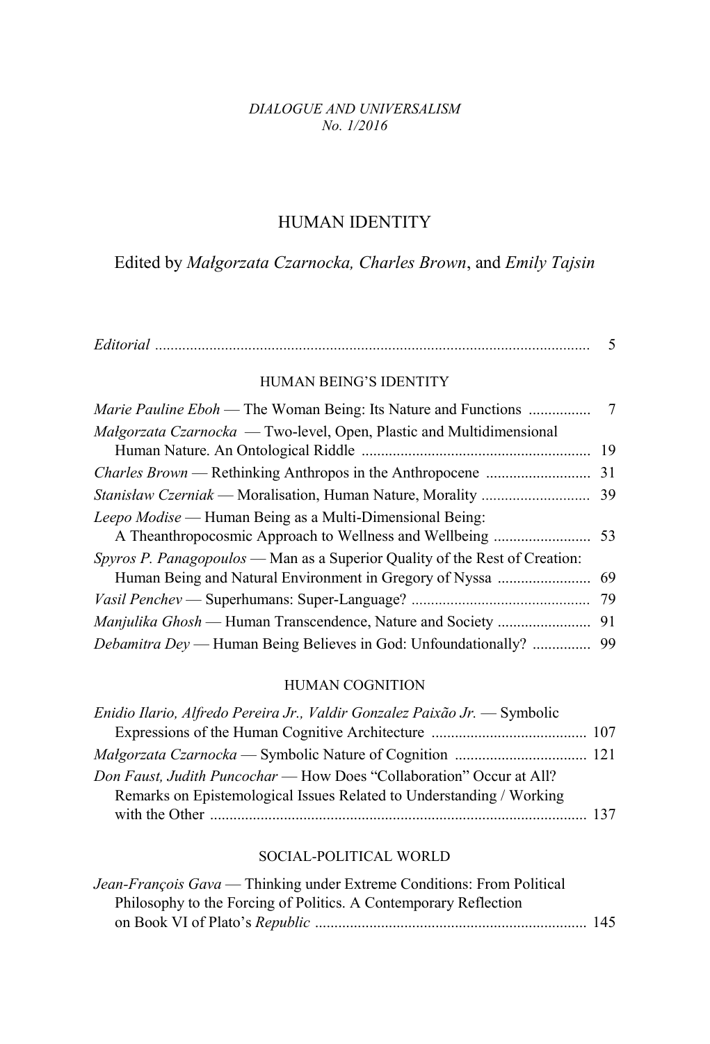*DIALOGUE AND UNIVERSALISM*
*No. 1/2016*

# HUMAN IDENTITY

Edited by *Małgorzata Czarnocka, Charles Brown*, and *Emily Tajsin*

*Editorial* ............................................................................................................ 5

## HUMAN BEING'S IDENTITY

*Marie Pauline Eboh* — The Woman Being: Its Nature and Functions ................ 7

*Małgorzata Czarnocka* — Two-level, Open, Plastic and Multidimensional Human Nature. An Ontological Riddle .......................................................... 19

*Charles Brown* — Rethinking Anthropos in the Anthropocene .......................... 31

*Stanisław Czerniak* — Moralisation, Human Nature, Morality ........................... 39

*Leepo Modise* — Human Being as a Multi-Dimensional Being: A Theanthropocosmic Approach to Wellness and Wellbeing ......................... 53

*Spyros P. Panagopoulos* — Man as a Superior Quality of the Rest of Creation: Human Being and Natural Environment in Gregory of Nyssa ........................ 69

*Vasil Penchev* — Superhumans: Super-Language? .............................................. 79

*Manjulika Ghosh* — Human Transcendence, Nature and Society ........................ 91

*Debamitra Dey* — Human Being Believes in God: Unfoundationally? ............... 99

## HUMAN COGNITION

*Enidio Ilario, Alfredo Pereira Jr., Valdir Gonzalez Paixão Jr.* — Symbolic Expressions of the Human Cognitive Architecture ........................................ 107

*Małgorzata Czarnocka* — Symbolic Nature of Cognition .................................. 121

*Don Faust, Judith Puncochar* — How Does "Collaboration" Occur at All? Remarks on Epistemological Issues Related to Understanding / Working with the Other ................................................................................................ 137

## SOCIAL-POLITICAL WORLD

*Jean-François Gava* — Thinking under Extreme Conditions: From Political Philosophy to the Forcing of Politics. A Contemporary Reflection on Book VI of Plato's *Republic* ..................................................................... 145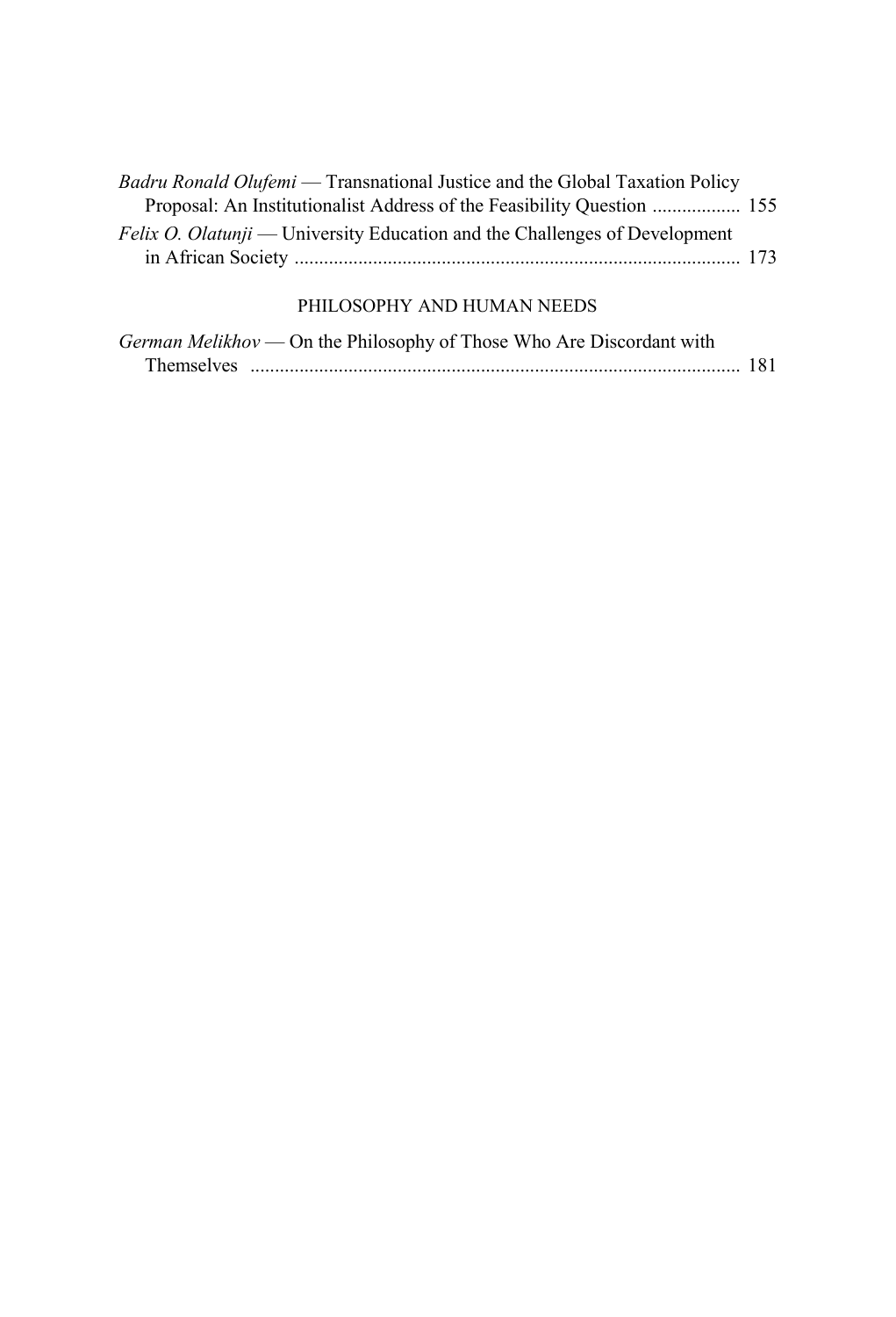*Badru Ronald Olufemi* — Transnational Justice and the Global Taxation Policy Proposal: An Institutionalist Address of the Feasibility Question .................. 155

*Felix O. Olatunji* — University Education and the Challenges of Development in African Society .......................................................................................... 173

PHILOSOPHY AND HUMAN NEEDS

*German Melikhov* — On the Philosophy of Those Who Are Discordant with Themselves .................................................................................................... 181